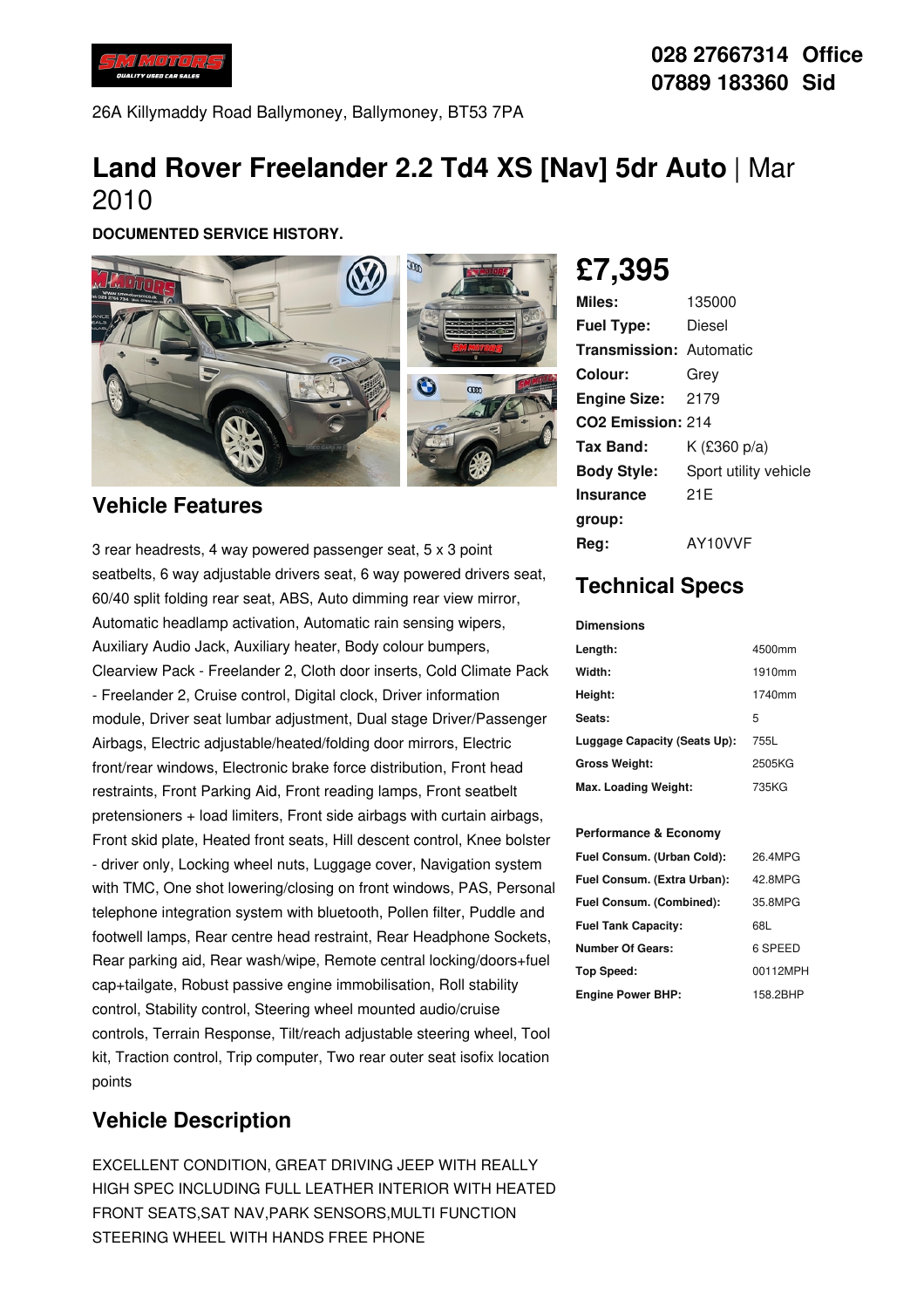028 27667314 Office
07889 183360 Sid

26A Killymaddy Road Ballymoney, Ballymoney, BT53 7PA

# Land Rover Freelander 2.2 Td4 XS [Nav] 5dr Auto | Mar 2010

**DOCUMENTED SERVICE HISTORY.**

## £7,395

| | |
|---|---|
| **Miles:** | 135000 |
| **Fuel Type:** | Diesel |
| **Transmission:** | Automatic |
| **Colour:** | Grey |
| **Engine Size:** | 2179 |
| **CO2 Emission:** | 214 |
| **Tax Band:** | K (£360 p/a) |
| **Body Style:** | Sport utility vehicle |
| **Insurance group:** | 21E |
| **Reg:** | AY10VVF |

## Vehicle Features

3 rear headrests, 4 way powered passenger seat, 5 x 3 point seatbelts, 6 way adjustable drivers seat, 6 way powered drivers seat, 60/40 split folding rear seat, ABS, Auto dimming rear view mirror, Automatic headlamp activation, Automatic rain sensing wipers, Auxiliary Audio Jack, Auxiliary heater, Body colour bumpers, Clearview Pack - Freelander 2, Cloth door inserts, Cold Climate Pack - Freelander 2, Cruise control, Digital clock, Driver information module, Driver seat lumbar adjustment, Dual stage Driver/Passenger Airbags, Electric adjustable/heated/folding door mirrors, Electric front/rear windows, Electronic brake force distribution, Front head restraints, Front Parking Aid, Front reading lamps, Front seatbelt pretensioners + load limiters, Front side airbags with curtain airbags, Front skid plate, Heated front seats, Hill descent control, Knee bolster - driver only, Locking wheel nuts, Luggage cover, Navigation system with TMC, One shot lowering/closing on front windows, PAS, Personal telephone integration system with bluetooth, Pollen filter, Puddle and footwell lamps, Rear centre head restraint, Rear Headphone Sockets, Rear parking aid, Rear wash/wipe, Remote central locking/doors+fuel cap+tailgate, Robust passive engine immobilisation, Roll stability control, Stability control, Steering wheel mounted audio/cruise controls, Terrain Response, Tilt/reach adjustable steering wheel, Tool kit, Traction control, Trip computer, Two rear outer seat isofix location points

## Technical Specs

**Dimensions**

| | |
|---|---|
| **Length:** | 4500mm |
| **Width:** | 1910mm |
| **Height:** | 1740mm |
| **Seats:** | 5 |
| **Luggage Capacity (Seats Up):** | 755L |
| **Gross Weight:** | 2505KG |
| **Max. Loading Weight:** | 735KG |

**Performance & Economy**

| | |
|---|---|
| **Fuel Consum. (Urban Cold):** | 26.4MPG |
| **Fuel Consum. (Extra Urban):** | 42.8MPG |
| **Fuel Consum. (Combined):** | 35.8MPG |
| **Fuel Tank Capacity:** | 68L |
| **Number Of Gears:** | 6 SPEED |
| **Top Speed:** | 00112MPH |
| **Engine Power BHP:** | 158.2BHP |

## Vehicle Description

EXCELLENT CONDITION, GREAT DRIVING JEEP WITH REALLY HIGH SPEC INCLUDING FULL LEATHER INTERIOR WITH HEATED FRONT SEATS,SAT NAV,PARK SENSORS,MULTI FUNCTION STEERING WHEEL WITH HANDS FREE PHONE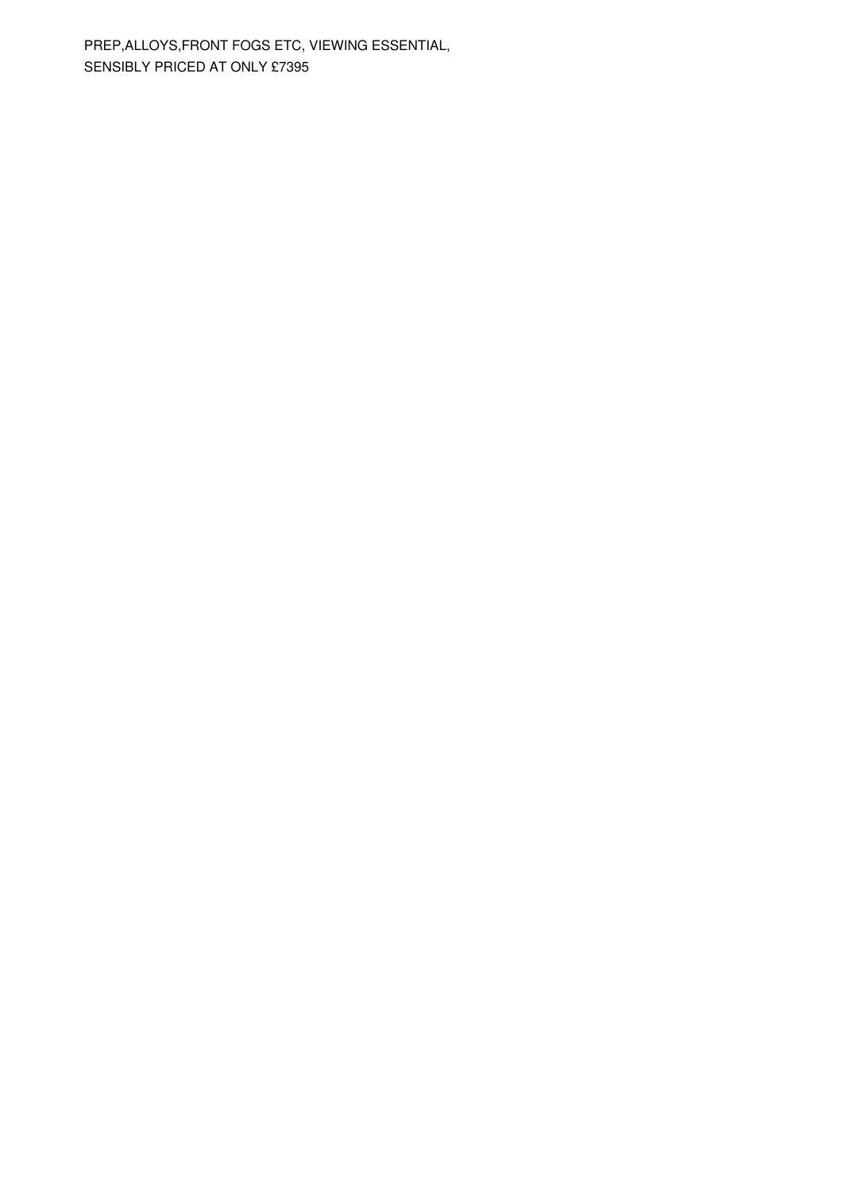PREP,ALLOYS,FRONT FOGS ETC, VIEWING ESSENTIAL,
SENSIBLY PRICED AT ONLY £7395